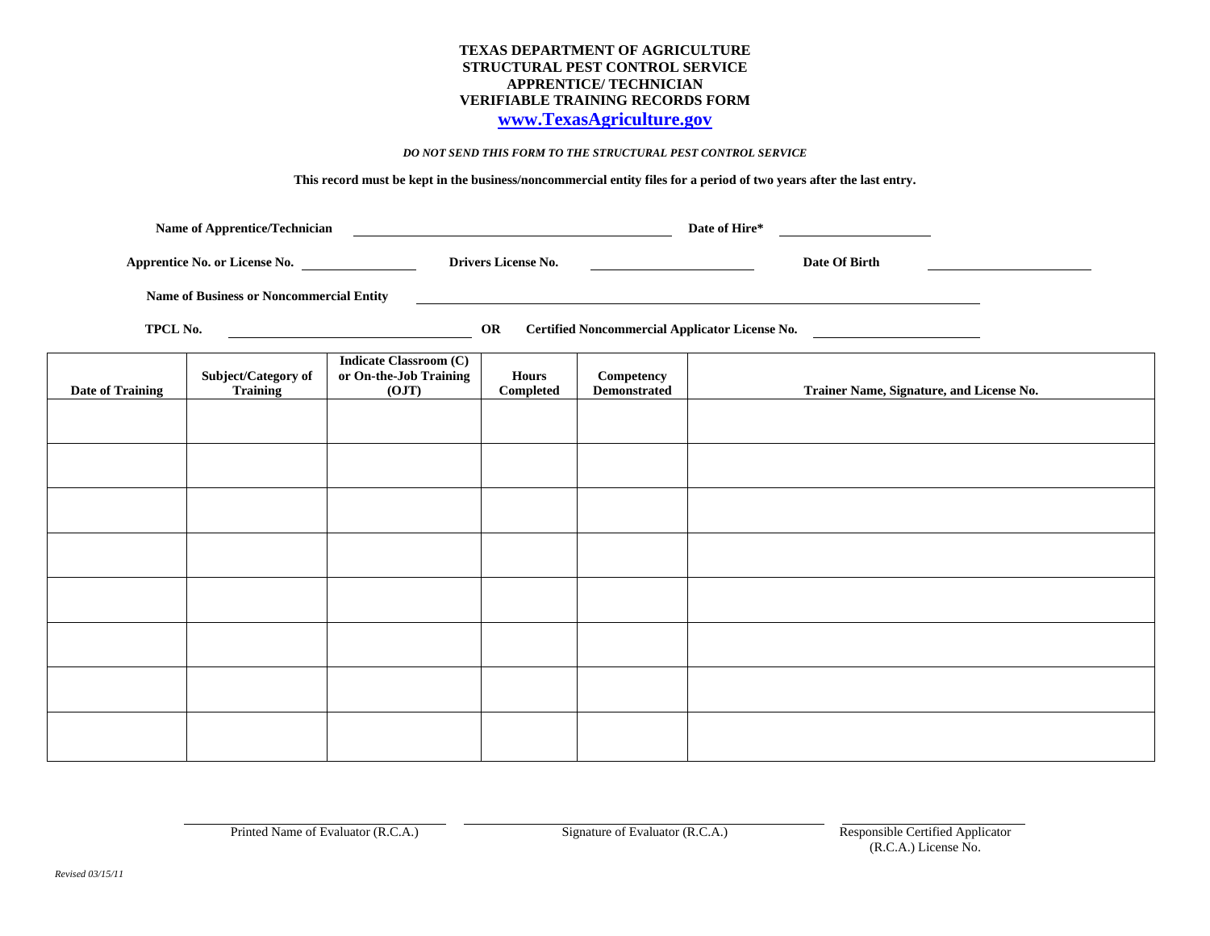# TEXAS DEPARTMENT OF AGRICULTURE
## STRUCTURAL PEST CONTROL SERVICE
## APPRENTICE/ TECHNICIAN
## VERIFIABLE TRAINING RECORDS FORM

**www.TexasAgriculture.gov**

***DO NOT SEND THIS FORM TO THE STRUCTURAL PEST CONTROL SERVICE***

**This record must be kept in the business/noncommercial entity files for a period of two years after the last entry.**

**Name of Apprentice/Technician** ______________________________ **Date of Hire*** ______________

**Apprentice No. or License No.** ______________ **Drivers License No.** ______________ **Date Of Birth** ______________

**Name of Business or Noncommercial Entity** ______________________________________________

**TPCL No.** ______________________ **OR** **Certified Noncommercial Applicator License No.** ______________

| Date of Training | Subject/Category of Training | Indicate Classroom (C) or On-the-Job Training (OJT) | Hours Completed | Competency Demonstrated | Trainer Name, Signature, and License No. |
|---|---|---|---|---|---|
| | | | | | |
| | | | | | |
| | | | | | |
| | | | | | |
| | | | | | |
| | | | | | |
| | | | | | |
| | | | | | |

______________________ Printed Name of Evaluator (R.C.A.)

______________________ Signature of Evaluator (R.C.A.)

______________________ Responsible Certified Applicator (R.C.A.) License No.

*Revised 03/15/11*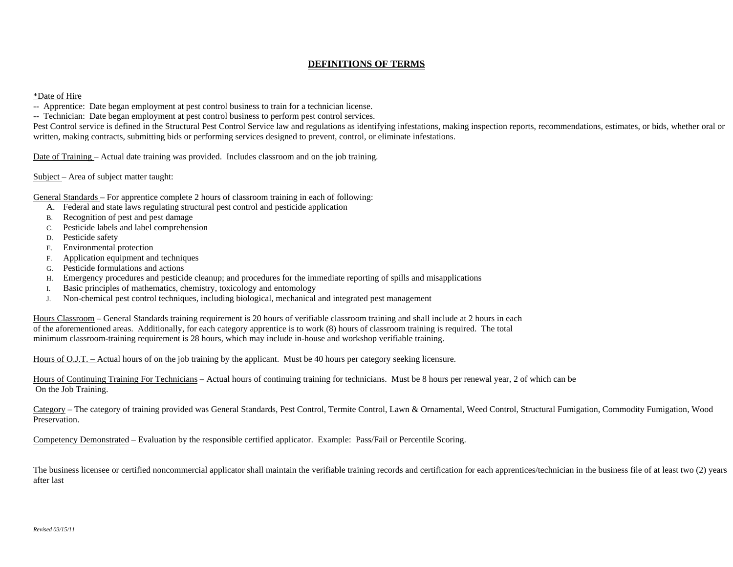# DEFINITIONS OF TERMS

*Date of Hire

-- Apprentice: Date began employment at pest control business to train for a technician license.

-- Technician: Date began employment at pest control business to perform pest control services.

Pest Control service is defined in the Structural Pest Control Service law and regulations as identifying infestations, making inspection reports, recommendations, estimates, or bids, whether oral or written, making contracts, submitting bids or performing services designed to prevent, control, or eliminate infestations.

Date of Training – Actual date training was provided. Includes classroom and on the job training.

Subject – Area of subject matter taught:

General Standards – For apprentice complete 2 hours of classroom training in each of following:

A. Federal and state laws regulating structural pest control and pesticide application
B. Recognition of pest and pest damage
C. Pesticide labels and label comprehension
D. Pesticide safety
E. Environmental protection
F. Application equipment and techniques
G. Pesticide formulations and actions
H. Emergency procedures and pesticide cleanup; and procedures for the immediate reporting of spills and misapplications
I. Basic principles of mathematics, chemistry, toxicology and entomology
J. Non-chemical pest control techniques, including biological, mechanical and integrated pest management

Hours Classroom – General Standards training requirement is 20 hours of verifiable classroom training and shall include at 2 hours in each of the aforementioned areas. Additionally, for each category apprentice is to work (8) hours of classroom training is required. The total minimum classroom-training requirement is 28 hours, which may include in-house and workshop verifiable training.

Hours of O.J.T. – Actual hours of on the job training by the applicant. Must be 40 hours per category seeking licensure.

Hours of Continuing Training For Technicians – Actual hours of continuing training for technicians. Must be 8 hours per renewal year, 2 of which can be On the Job Training.

Category – The category of training provided was General Standards, Pest Control, Termite Control, Lawn & Ornamental, Weed Control, Structural Fumigation, Commodity Fumigation, Wood Preservation.

Competency Demonstrated – Evaluation by the responsible certified applicator. Example: Pass/Fail or Percentile Scoring.

The business licensee or certified noncommercial applicator shall maintain the verifiable training records and certification for each apprentices/technician in the business file of at least two (2) years after last

*Revised 03/15/11*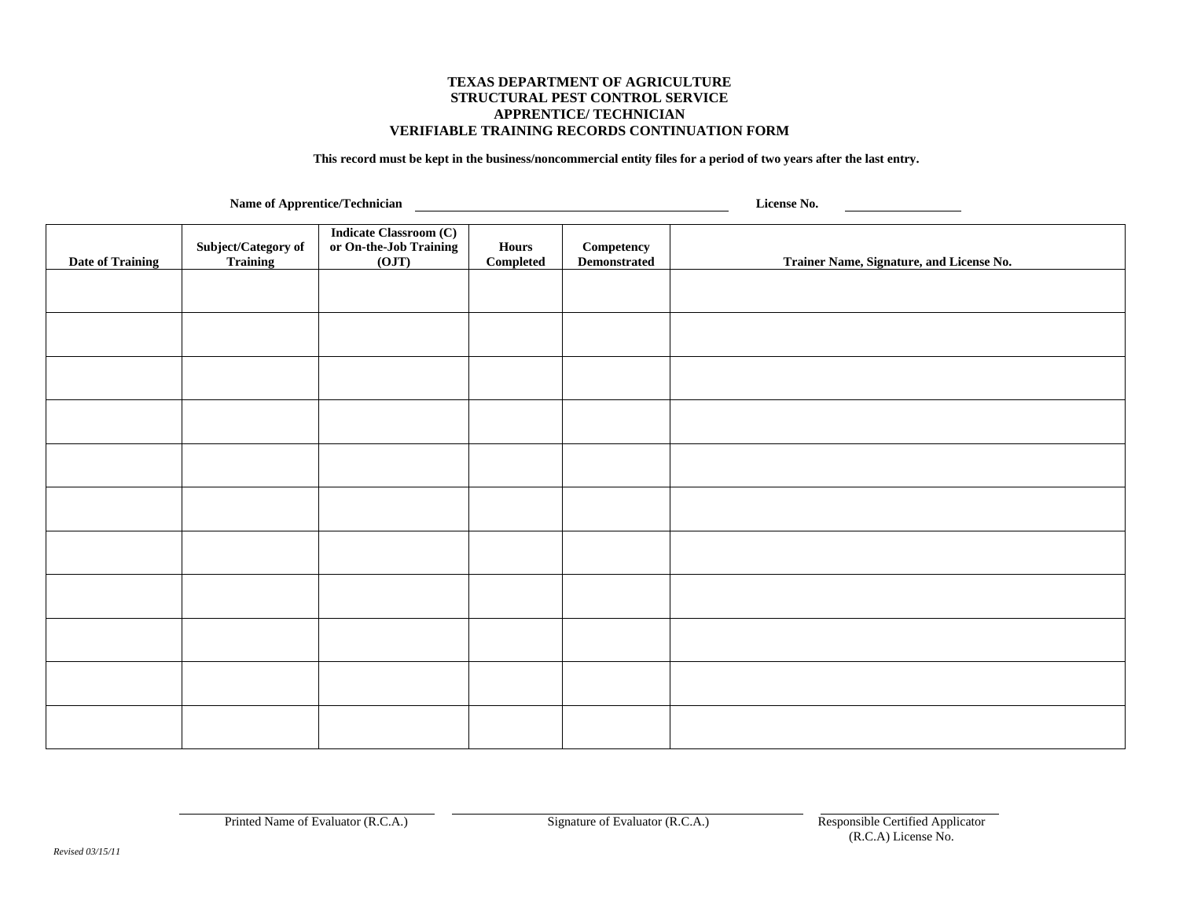**TEXAS DEPARTMENT OF AGRICULTURE**
**STRUCTURAL PEST CONTROL SERVICE**
**APPRENTICE/ TECHNICIAN**
**VERIFIABLE TRAINING RECORDS CONTINUATION FORM**

**This record must be kept in the business/noncommercial entity files for a period of two years after the last entry.**

**Name of Apprentice/Technician** \_\_\_\_\_\_\_\_\_\_\_\_\_\_\_\_\_\_\_\_\_\_\_\_\_\_\_\_\_\_\_\_\_\_\_\_ **License No.** \_\_\_\_\_\_\_\_\_\_\_\_\_\_

| Date of Training | Subject/Category of Training | Indicate Classroom (C) or On-the-Job Training (OJT) | Hours Completed | Competency Demonstrated | Trainer Name, Signature, and License No. |
|---|---|---|---|---|---|
| | | | | | |
| | | | | | |
| | | | | | |
| | | | | | |
| | | | | | |
| | | | | | |
| | | | | | |
| | | | | | |
| | | | | | |
| | | | | | |
| | | | | | |

\_\_\_\_\_\_\_\_\_\_\_\_\_\_\_\_\_\_\_\_\_\_\_\_\_\_\_\_ Printed Name of Evaluator (R.C.A.)

\_\_\_\_\_\_\_\_\_\_\_\_\_\_\_\_\_\_\_\_\_\_\_\_\_\_\_\_ Signature of Evaluator (R.C.A.)

\_\_\_\_\_\_\_\_\_\_\_\_\_\_\_\_\_\_\_\_\_\_\_\_\_\_\_\_ Responsible Certified Applicator (R.C.A) License No.

*Revised 03/15/11*